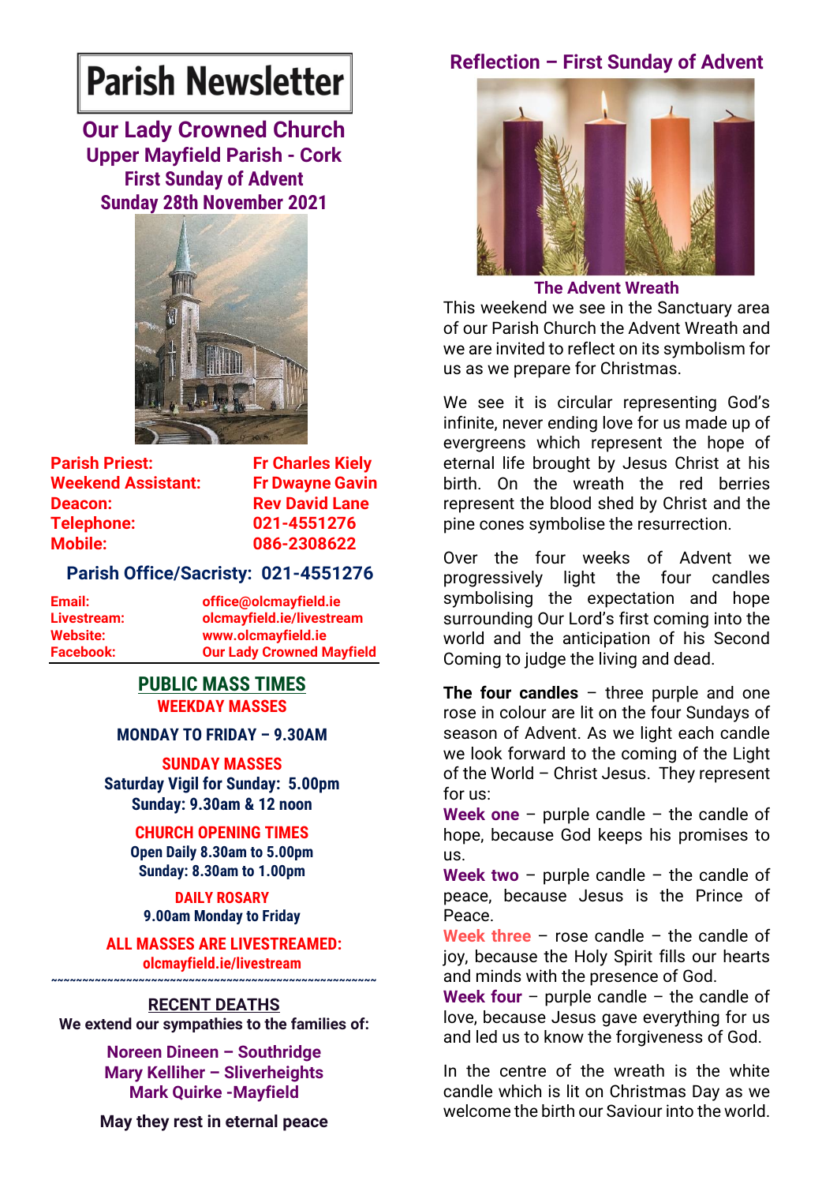# Parish Newsletter

## Our Lady Crowned Church
### Upper Mayfield Parish - Cork
### First Sunday of Advent
### Sunday 28th November 2021

| | |
|---|---|
| **Parish Priest:** | **Fr Charles Kiely** |
| **Weekend Assistant:** | **Fr Dwayne Gavin** |
| **Deacon:** | **Rev David Lane** |
| **Telephone:** | **021-4551276** |
| **Mobile:** | **086-2308622** |

**Parish Office/Sacristy: 021-4551276**

| | |
|---|---|
| **Email:** | **office@olcmayfield.ie** |
| **Livestream:** | **olcmayfield.ie/livestream** |
| **Website:** | **www.olcmayfield.ie** |
| **Facebook:** | **Our Lady Crowned Mayfield** |

## PUBLIC MASS TIMES

**WEEKDAY MASSES**

**MONDAY TO FRIDAY – 9.30AM**

**SUNDAY MASSES**

**Saturday Vigil for Sunday: 5.00pm**
**Sunday: 9.30am & 12 noon**

**CHURCH OPENING TIMES**

**Open Daily 8.30am to 5.00pm**
**Sunday: 8.30am to 1.00pm**

**DAILY ROSARY**

**9.00am Monday to Friday**

**ALL MASSES ARE LIVESTREAMED:**
**olcmayfield.ie/livestream**

~~~~~~~~~~~~~~~~~~~~~~~~~~~~~~~~~~~~~~~~~~~~~~~~~~~~

## RECENT DEATHS

**We extend our sympathies to the families of:**

**Noreen Dineen – Southridge**
**Mary Kelliher – Slverheights**
**Mark Quirke -Mayfield**

**May they rest in eternal peace**

## Reflection – First Sunday of Advent

**The Advent Wreath**

This weekend we see in the Sanctuary area of our Parish Church the Advent Wreath and we are invited to reflect on its symbolism for us as we prepare for Christmas.

We see it is circular representing God's infinite, never ending love for us made up of evergreens which represent the hope of eternal life brought by Jesus Christ at his birth. On the wreath the red berries represent the blood shed by Christ and the pine cones symbolise the resurrection.

Over the four weeks of Advent we progressively light the four candles symbolising the expectation and hope surrounding Our Lord's first coming into the world and the anticipation of his Second Coming to judge the living and dead.

**The four candles** – three purple and one rose in colour are lit on the four Sundays of season of Advent. As we light each candle we look forward to the coming of the Light of the World – Christ Jesus. They represent for us:

**Week one** – purple candle – the candle of hope, because God keeps his promises to us.

**Week two** – purple candle – the candle of peace, because Jesus is the Prince of Peace.

**Week three** – rose candle – the candle of joy, because the Holy Spirit fills our hearts and minds with the presence of God.

**Week four** – purple candle – the candle of love, because Jesus gave everything for us and led us to know the forgiveness of God.

In the centre of the wreath is the white candle which is lit on Christmas Day as we welcome the birth our Saviour into the world.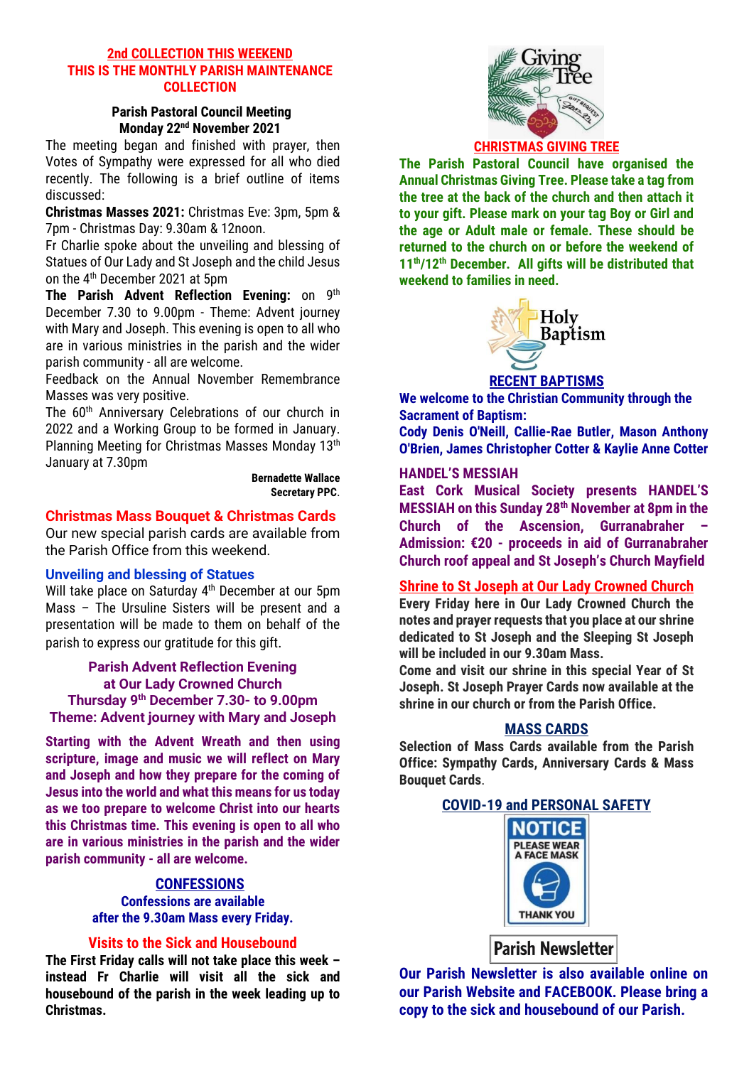**2nd COLLECTION THIS WEEKEND**
**THIS IS THE MONTHLY PARISH MAINTENANCE COLLECTION**

**Parish Pastoral Council Meeting**
**Monday 22nd November 2021**

The meeting began and finished with prayer, then Votes of Sympathy were expressed for all who died recently. The following is a brief outline of items discussed:

**Christmas Masses 2021:** Christmas Eve: 3pm, 5pm & 7pm - Christmas Day: 9.30am & 12noon.

Fr Charlie spoke about the unveiling and blessing of Statues of Our Lady and St Joseph and the child Jesus on the 4th December 2021 at 5pm

**The Parish Advent Reflection Evening:** on 9th December 7.30 to 9.00pm - Theme: Advent journey with Mary and Joseph. This evening is open to all who are in various ministries in the parish and the wider parish community - all are welcome.

Feedback on the Annual November Remembrance Masses was very positive.

The 60th Anniversary Celebrations of our church in 2022 and a Working Group to be formed in January. Planning Meeting for Christmas Masses Monday 13th January at 7.30pm

**Bernadette Wallace**
**Secretary PPC.**

## Christmas Mass Bouquet & Christmas Cards

Our new special parish cards are available from the Parish Office from this weekend.

## Unveiling and blessing of Statues

Will take place on Saturday 4th December at our 5pm Mass – The Ursuline Sisters will be present and a presentation will be made to them on behalf of the parish to express our gratitude for this gift.

## Parish Advent Reflection Evening at Our Lady Crowned Church Thursday 9th December 7.30- to 9.00pm Theme: Advent journey with Mary and Joseph

**Starting with the Advent Wreath and then using scripture, image and music we will reflect on Mary and Joseph and how they prepare for the coming of Jesus into the world and what this means for us today as we too prepare to welcome Christ into our hearts this Christmas time. This evening is open to all who are in various ministries in the parish and the wider parish community - all are welcome.**

## CONFESSIONS

**Confessions are available after the 9.30am Mass every Friday.**

## Visits to the Sick and Housebound

**The First Friday calls will not take place this week – instead Fr Charlie will visit all the sick and housebound of the parish in the week leading up to Christmas.**

Giving Tree

## CHRISTMAS GIVING TREE

**The Parish Pastoral Council have organised the Annual Christmas Giving Tree. Please take a tag from the tree at the back of the church and then attach it to your gift. Please mark on your tag Boy or Girl and the age or Adult male or female. These should be returned to the church on or before the weekend of 11th/12th December. All gifts will be distributed that weekend to families in need.**

Holy Baptism

## RECENT BAPTISMS

**We welcome to the Christian Community through the Sacrament of Baptism:**
**Cody Denis O'Neill, Callie-Rae Butler, Mason Anthony O'Brien, James Christopher Cotter & Kaylie Anne Cotter**

## HANDEL'S MESSIAH

**East Cork Musical Society presents HANDEL'S MESSIAH on this Sunday 28th November at 8pm in the Church of the Ascension, Gurranabraher – Admission: €20 - proceeds in aid of Gurranabraher Church roof appeal and St Joseph's Church Mayfield**

## Shrine to St Joseph at Our Lady Crowned Church

**Every Friday here in Our Lady Crowned Church the notes and prayer requests that you place at our shrine dedicated to St Joseph and the Sleeping St Joseph will be included in our 9.30am Mass.**
**Come and visit our shrine in this special Year of St Joseph. St Joseph Prayer Cards now available at the shrine in our church or from the Parish Office.**

## MASS CARDS

**Selection of Mass Cards available from the Parish Office: Sympathy Cards, Anniversary Cards & Mass Bouquet Cards.**

## COVID-19 and PERSONAL SAFETY

NOTICE
PLEASE WEAR A FACE MASK
THANK YOU

## Parish Newsletter

**Our Parish Newsletter is also available online on our Parish Website and FACEBOOK. Please bring a copy to the sick and housebound of our Parish.**